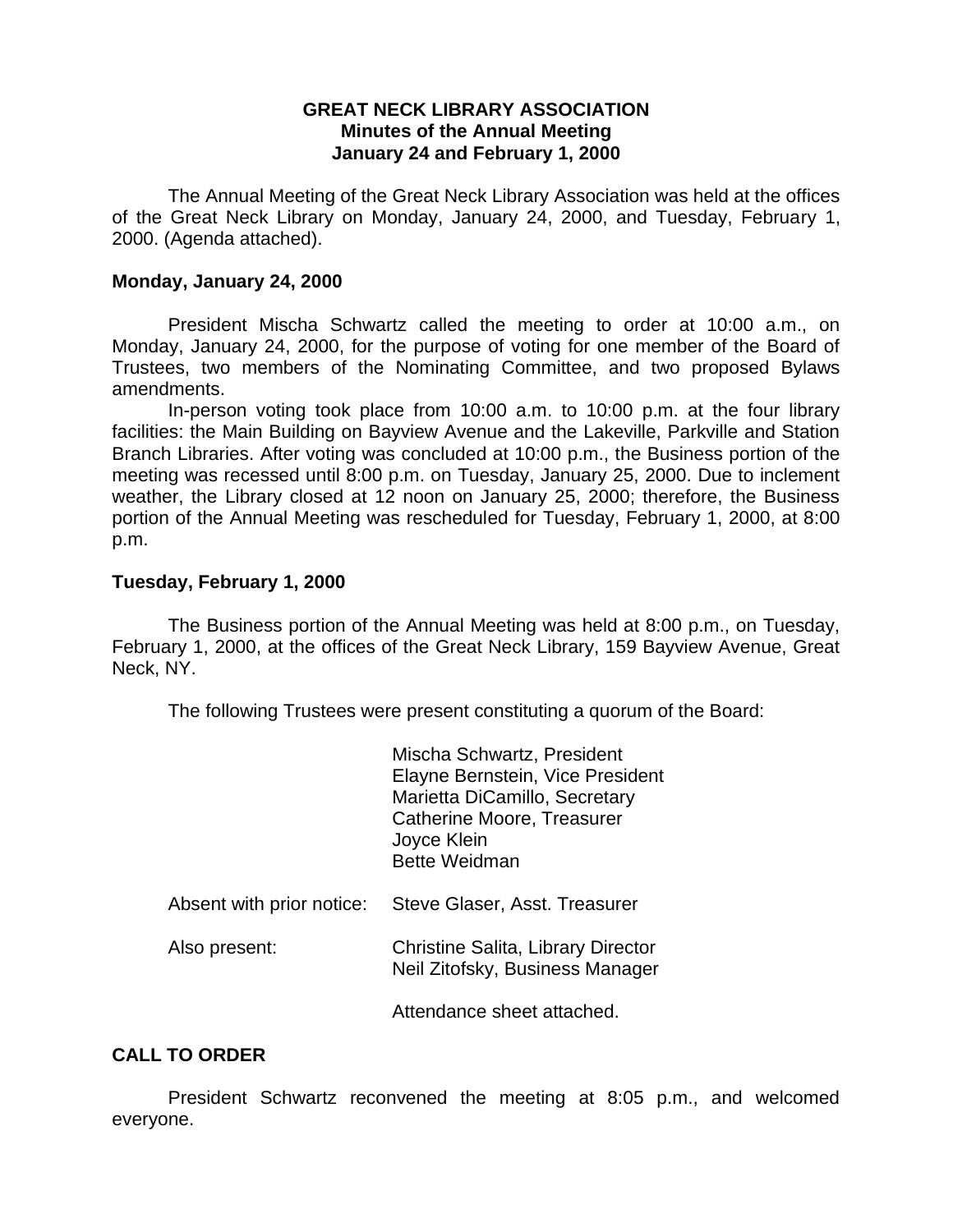# GREAT NECK LIBRARY ASSOCIATION
## Minutes of the Annual Meeting
## January 24 and February 1, 2000

The Annual Meeting of the Great Neck Library Association was held at the offices of the Great Neck Library on Monday, January 24, 2000, and Tuesday, February 1, 2000. (Agenda attached).

**Monday, January 24, 2000**

President Mischa Schwartz called the meeting to order at 10:00 a.m., on Monday, January 24, 2000, for the purpose of voting for one member of the Board of Trustees, two members of the Nominating Committee, and two proposed Bylaws amendments.

In-person voting took place from 10:00 a.m. to 10:00 p.m. at the four library facilities: the Main Building on Bayview Avenue and the Lakeville, Parkville and Station Branch Libraries. After voting was concluded at 10:00 p.m., the Business portion of the meeting was recessed until 8:00 p.m. on Tuesday, January 25, 2000. Due to inclement weather, the Library closed at 12 noon on January 25, 2000; therefore, the Business portion of the Annual Meeting was rescheduled for Tuesday, February 1, 2000, at 8:00 p.m.

**Tuesday, February 1, 2000**

The Business portion of the Annual Meeting was held at 8:00 p.m., on Tuesday, February 1, 2000, at the offices of the Great Neck Library, 159 Bayview Avenue, Great Neck, NY.

The following Trustees were present constituting a quorum of the Board:

Mischa Schwartz, President
Elayne Bernstein, Vice President
Marietta DiCamillo, Secretary
Catherine Moore, Treasurer
Joyce Klein
Bette Weidman

Absent with prior notice: Steve Glaser, Asst. Treasurer

Also present: Christine Salita, Library Director
Neil Zitofsky, Business Manager

Attendance sheet attached.

**CALL TO ORDER**

President Schwartz reconvened the meeting at 8:05 p.m., and welcomed everyone.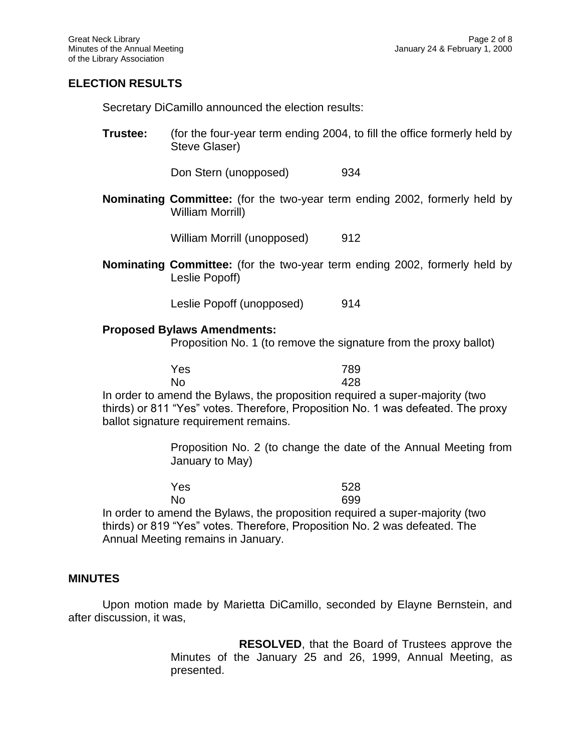## ELECTION RESULTS

Secretary DiCamillo announced the election results:

**Trustee:** (for the four-year term ending 2004, to fill the office formerly held by Steve Glaser)

Don Stern (unopposed) 934

**Nominating Committee:** (for the two-year term ending 2002, formerly held by William Morrill)

William Morrill (unopposed) 912

**Nominating Committee:** (for the two-year term ending 2002, formerly held by Leslie Popoff)

Leslie Popoff (unopposed) 914

**Proposed Bylaws Amendments:**

Proposition No. 1 (to remove the signature from the proxy ballot)

| | |
|---|---|
| Yes | 789 |
| No | 428 |

In order to amend the Bylaws, the proposition required a super-majority (two thirds) or 811 "Yes" votes. Therefore, Proposition No. 1 was defeated. The proxy ballot signature requirement remains.

Proposition No. 2 (to change the date of the Annual Meeting from January to May)

| | |
|---|---|
| Yes | 528 |
| No | 699 |

In order to amend the Bylaws, the proposition required a super-majority (two thirds) or 819 "Yes" votes. Therefore, Proposition No. 2 was defeated. The Annual Meeting remains in January.

## MINUTES

Upon motion made by Marietta DiCamillo, seconded by Elayne Bernstein, and after discussion, it was,

> **RESOLVED**, that the Board of Trustees approve the Minutes of the January 25 and 26, 1999, Annual Meeting, as presented.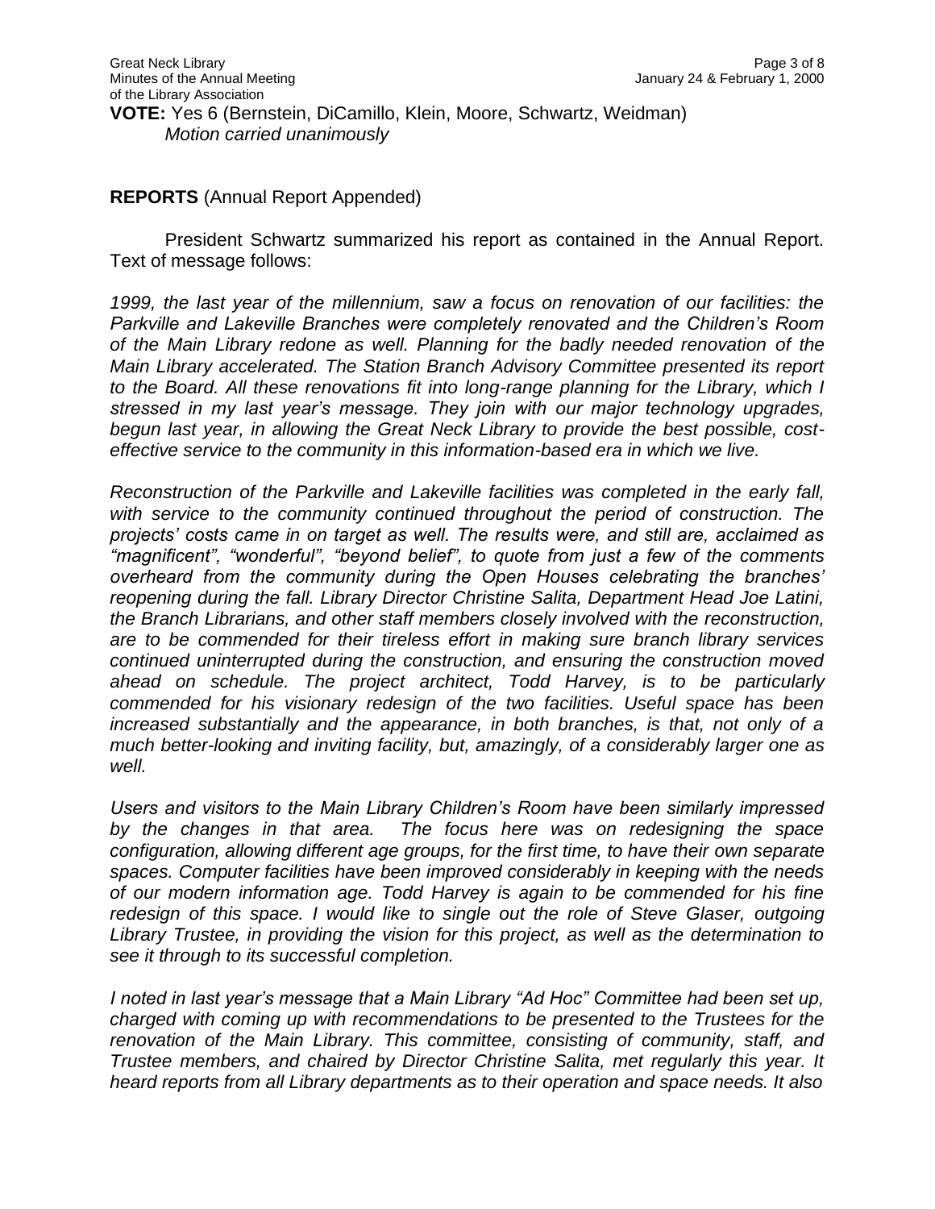**VOTE:** Yes 6 (Bernstein, DiCamillo, Klein, Moore, Schwartz, Weidman)
*Motion carried unanimously*

**REPORTS** (Annual Report Appended)

President Schwartz summarized his report as contained in the Annual Report. Text of message follows:

*1999, the last year of the millennium, saw a focus on renovation of our facilities: the Parkville and Lakeville Branches were completely renovated and the Children's Room of the Main Library redone as well. Planning for the badly needed renovation of the Main Library accelerated. The Station Branch Advisory Committee presented its report to the Board. All these renovations fit into long-range planning for the Library, which I stressed in my last year's message. They join with our major technology upgrades, begun last year, in allowing the Great Neck Library to provide the best possible, cost-effective service to the community in this information-based era in which we live.*

*Reconstruction of the Parkville and Lakeville facilities was completed in the early fall, with service to the community continued throughout the period of construction. The projects' costs came in on target as well. The results were, and still are, acclaimed as "magnificent", "wonderful", "beyond belief", to quote from just a few of the comments overheard from the community during the Open Houses celebrating the branches' reopening during the fall. Library Director Christine Salita, Department Head Joe Latini, the Branch Librarians, and other staff members closely involved with the reconstruction, are to be commended for their tireless effort in making sure branch library services continued uninterrupted during the construction, and ensuring the construction moved ahead on schedule. The project architect, Todd Harvey, is to be particularly commended for his visionary redesign of the two facilities. Useful space has been increased substantially and the appearance, in both branches, is that, not only of a much better-looking and inviting facility, but, amazingly, of a considerably larger one as well.*

*Users and visitors to the Main Library Children's Room have been similarly impressed by the changes in that area. The focus here was on redesigning the space configuration, allowing different age groups, for the first time, to have their own separate spaces. Computer facilities have been improved considerably in keeping with the needs of our modern information age. Todd Harvey is again to be commended for his fine redesign of this space. I would like to single out the role of Steve Glaser, outgoing Library Trustee, in providing the vision for this project, as well as the determination to see it through to its successful completion.*

*I noted in last year's message that a Main Library "Ad Hoc" Committee had been set up, charged with coming up with recommendations to be presented to the Trustees for the renovation of the Main Library. This committee, consisting of community, staff, and Trustee members, and chaired by Director Christine Salita, met regularly this year. It heard reports from all Library departments as to their operation and space needs. It also*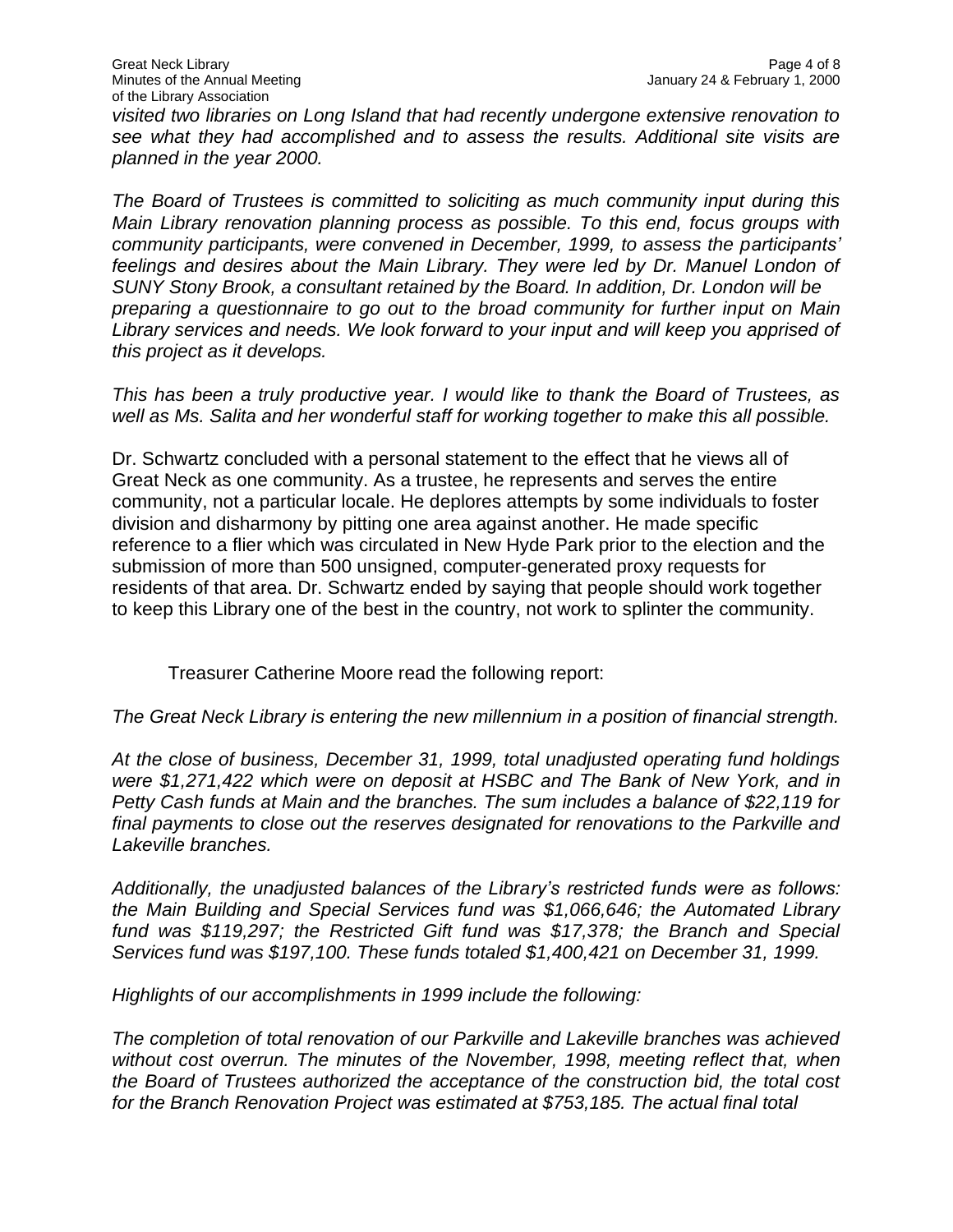*visited two libraries on Long Island that had recently undergone extensive renovation to see what they had accomplished and to assess the results. Additional site visits are planned in the year 2000.*

*The Board of Trustees is committed to soliciting as much community input during this Main Library renovation planning process as possible. To this end, focus groups with community participants, were convened in December, 1999, to assess the participants' feelings and desires about the Main Library. They were led by Dr. Manuel London of SUNY Stony Brook, a consultant retained by the Board. In addition, Dr. London will be preparing a questionnaire to go out to the broad community for further input on Main Library services and needs. We look forward to your input and will keep you apprised of this project as it develops.*

*This has been a truly productive year. I would like to thank the Board of Trustees, as well as Ms. Salita and her wonderful staff for working together to make this all possible.*

Dr. Schwartz concluded with a personal statement to the effect that he views all of Great Neck as one community. As a trustee, he represents and serves the entire community, not a particular locale. He deplores attempts by some individuals to foster division and disharmony by pitting one area against another. He made specific reference to a flier which was circulated in New Hyde Park prior to the election and the submission of more than 500 unsigned, computer-generated proxy requests for residents of that area. Dr. Schwartz ended by saying that people should work together to keep this Library one of the best in the country, not work to splinter the community.

Treasurer Catherine Moore read the following report:

*The Great Neck Library is entering the new millennium in a position of financial strength.*

*At the close of business, December 31, 1999, total unadjusted operating fund holdings were $1,271,422 which were on deposit at HSBC and The Bank of New York, and in Petty Cash funds at Main and the branches. The sum includes a balance of $22,119 for final payments to close out the reserves designated for renovations to the Parkville and Lakeville branches.*

*Additionally, the unadjusted balances of the Library's restricted funds were as follows: the Main Building and Special Services fund was $1,066,646; the Automated Library fund was $119,297; the Restricted Gift fund was $17,378; the Branch and Special Services fund was $197,100. These funds totaled $1,400,421 on December 31, 1999.*

*Highlights of our accomplishments in 1999 include the following:*

*The completion of total renovation of our Parkville and Lakeville branches was achieved without cost overrun. The minutes of the November, 1998, meeting reflect that, when the Board of Trustees authorized the acceptance of the construction bid, the total cost for the Branch Renovation Project was estimated at $753,185. The actual final total*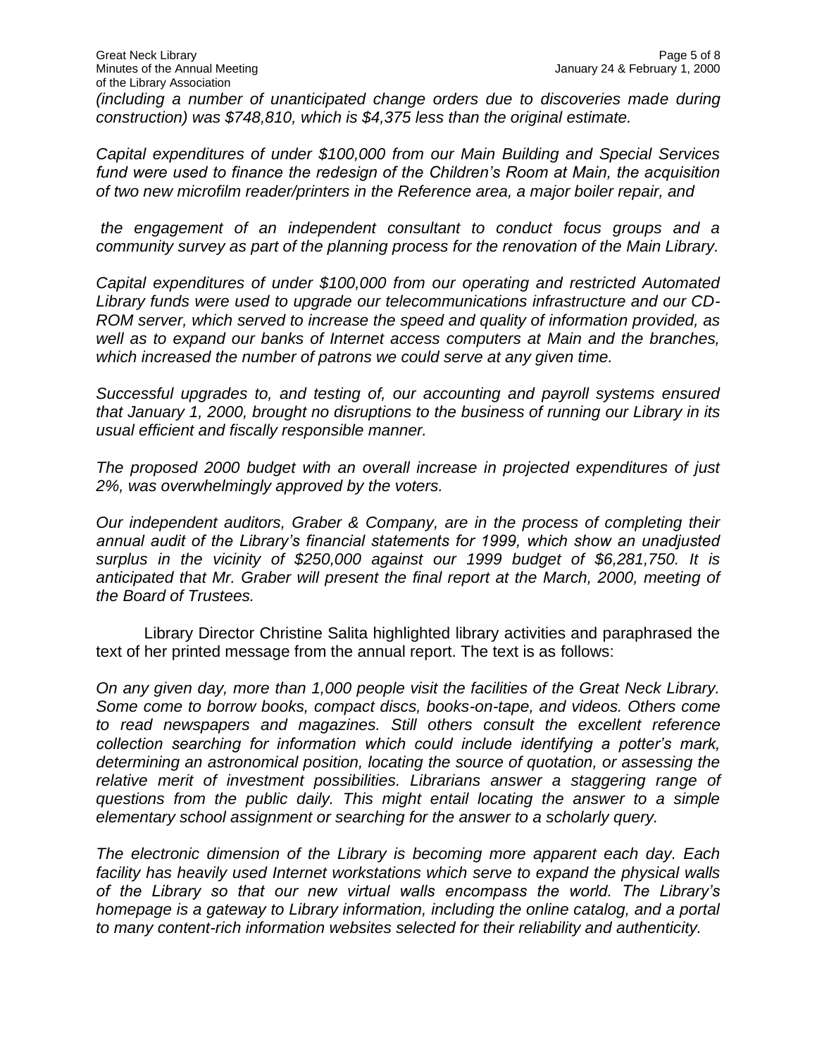*(including a number of unanticipated change orders due to discoveries made during construction) was $748,810, which is $4,375 less than the original estimate.*

*Capital expenditures of under $100,000 from our Main Building and Special Services fund were used to finance the redesign of the Children's Room at Main, the acquisition of two new microfilm reader/printers in the Reference area, a major boiler repair, and*

*the engagement of an independent consultant to conduct focus groups and a community survey as part of the planning process for the renovation of the Main Library.*

*Capital expenditures of under $100,000 from our operating and restricted Automated Library funds were used to upgrade our telecommunications infrastructure and our CD-ROM server, which served to increase the speed and quality of information provided, as well as to expand our banks of Internet access computers at Main and the branches, which increased the number of patrons we could serve at any given time.*

*Successful upgrades to, and testing of, our accounting and payroll systems ensured that January 1, 2000, brought no disruptions to the business of running our Library in its usual efficient and fiscally responsible manner.*

*The proposed 2000 budget with an overall increase in projected expenditures of just 2%, was overwhelmingly approved by the voters.*

*Our independent auditors, Graber & Company, are in the process of completing their annual audit of the Library's financial statements for 1999, which show an unadjusted surplus in the vicinity of $250,000 against our 1999 budget of $6,281,750. It is anticipated that Mr. Graber will present the final report at the March, 2000, meeting of the Board of Trustees.*

Library Director Christine Salita highlighted library activities and paraphrased the text of her printed message from the annual report. The text is as follows:

*On any given day, more than 1,000 people visit the facilities of the Great Neck Library. Some come to borrow books, compact discs, books-on-tape, and videos. Others come to read newspapers and magazines. Still others consult the excellent reference collection searching for information which could include identifying a potter's mark, determining an astronomical position, locating the source of quotation, or assessing the relative merit of investment possibilities. Librarians answer a staggering range of questions from the public daily. This might entail locating the answer to a simple elementary school assignment or searching for the answer to a scholarly query.*

*The electronic dimension of the Library is becoming more apparent each day. Each facility has heavily used Internet workstations which serve to expand the physical walls of the Library so that our new virtual walls encompass the world. The Library's homepage is a gateway to Library information, including the online catalog, and a portal to many content-rich information websites selected for their reliability and authenticity.*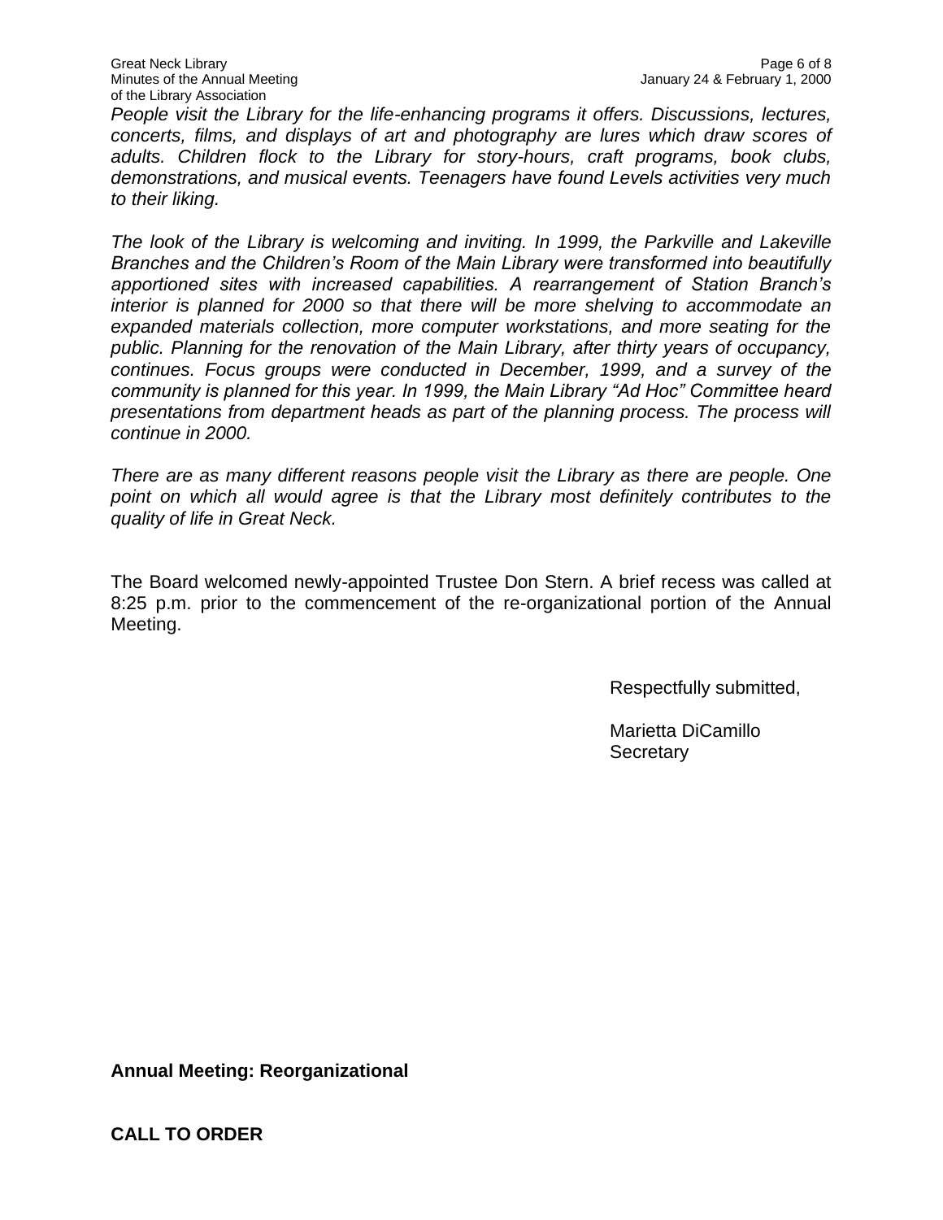*People visit the Library for the life-enhancing programs it offers. Discussions, lectures, concerts, films, and displays of art and photography are lures which draw scores of adults. Children flock to the Library for story-hours, craft programs, book clubs, demonstrations, and musical events. Teenagers have found Levels activities very much to their liking.*

*The look of the Library is welcoming and inviting. In 1999, the Parkville and Lakeville Branches and the Children's Room of the Main Library were transformed into beautifully apportioned sites with increased capabilities. A rearrangement of Station Branch's interior is planned for 2000 so that there will be more shelving to accommodate an expanded materials collection, more computer workstations, and more seating for the public. Planning for the renovation of the Main Library, after thirty years of occupancy, continues. Focus groups were conducted in December, 1999, and a survey of the community is planned for this year. In 1999, the Main Library "Ad Hoc" Committee heard presentations from department heads as part of the planning process. The process will continue in 2000.*

*There are as many different reasons people visit the Library as there are people. One point on which all would agree is that the Library most definitely contributes to the quality of life in Great Neck.*

The Board welcomed newly-appointed Trustee Don Stern. A brief recess was called at 8:25 p.m. prior to the commencement of the re-organizational portion of the Annual Meeting.

Respectfully submitted,

Marietta DiCamillo
Secretary

**Annual Meeting: Reorganizational**

**CALL TO ORDER**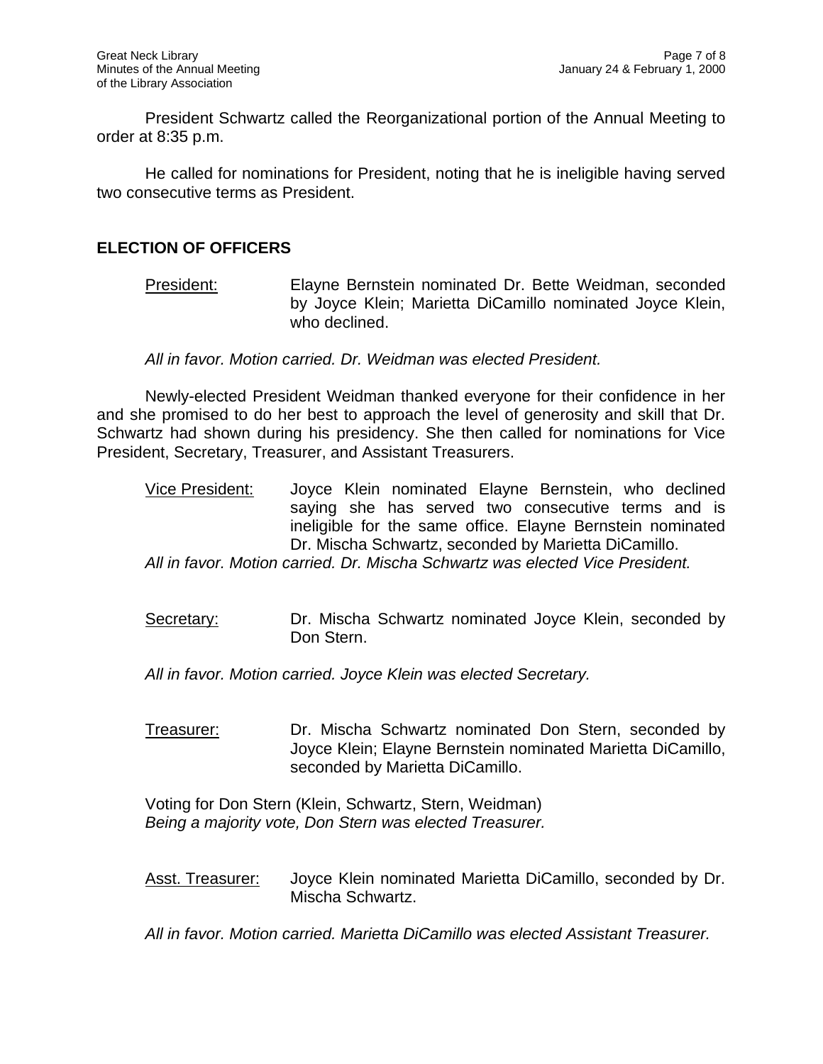President Schwartz called the Reorganizational portion of the Annual Meeting to order at 8:35 p.m.

He called for nominations for President, noting that he is ineligible having served two consecutive terms as President.

## ELECTION OF OFFICERS

President: Elayne Bernstein nominated Dr. Bette Weidman, seconded by Joyce Klein; Marietta DiCamillo nominated Joyce Klein, who declined.

*All in favor. Motion carried. Dr. Weidman was elected President.*

Newly-elected President Weidman thanked everyone for their confidence in her and she promised to do her best to approach the level of generosity and skill that Dr. Schwartz had shown during his presidency. She then called for nominations for Vice President, Secretary, Treasurer, and Assistant Treasurers.

Vice President: Joyce Klein nominated Elayne Bernstein, who declined saying she has served two consecutive terms and is ineligible for the same office. Elayne Bernstein nominated Dr. Mischa Schwartz, seconded by Marietta DiCamillo.

*All in favor. Motion carried. Dr. Mischa Schwartz was elected Vice President.*

Secretary: Dr. Mischa Schwartz nominated Joyce Klein, seconded by Don Stern.

*All in favor. Motion carried. Joyce Klein was elected Secretary.*

Treasurer: Dr. Mischa Schwartz nominated Don Stern, seconded by Joyce Klein; Elayne Bernstein nominated Marietta DiCamillo, seconded by Marietta DiCamillo.

Voting for Don Stern (Klein, Schwartz, Stern, Weidman)
*Being a majority vote, Don Stern was elected Treasurer.*

Asst. Treasurer: Joyce Klein nominated Marietta DiCamillo, seconded by Dr. Mischa Schwartz.

*All in favor. Motion carried. Marietta DiCamillo was elected Assistant Treasurer.*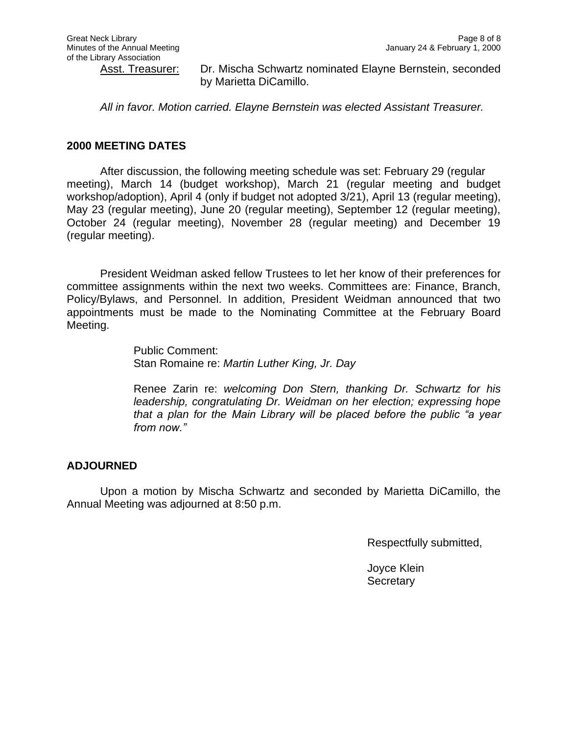Asst. Treasurer: Dr. Mischa Schwartz nominated Elayne Bernstein, seconded by Marietta DiCamillo.

*All in favor. Motion carried. Elayne Bernstein was elected Assistant Treasurer.*

**2000 MEETING DATES**

After discussion, the following meeting schedule was set: February 29 (regular meeting), March 14 (budget workshop), March 21 (regular meeting and budget workshop/adoption), April 4 (only if budget not adopted 3/21), April 13 (regular meeting), May 23 (regular meeting), June 20 (regular meeting), September 12 (regular meeting), October 24 (regular meeting), November 28 (regular meeting) and December 19 (regular meeting).

President Weidman asked fellow Trustees to let her know of their preferences for committee assignments within the next two weeks. Committees are: Finance, Branch, Policy/Bylaws, and Personnel. In addition, President Weidman announced that two appointments must be made to the Nominating Committee at the February Board Meeting.

Public Comment:
Stan Romaine re: *Martin Luther King, Jr. Day*

Renee Zarin re: *welcoming Don Stern, thanking Dr. Schwartz for his leadership, congratulating Dr. Weidman on her election; expressing hope that a plan for the Main Library will be placed before the public "a year from now."*

**ADJOURNED**

Upon a motion by Mischa Schwartz and seconded by Marietta DiCamillo, the Annual Meeting was adjourned at 8:50 p.m.

Respectfully submitted,

Joyce Klein
Secretary